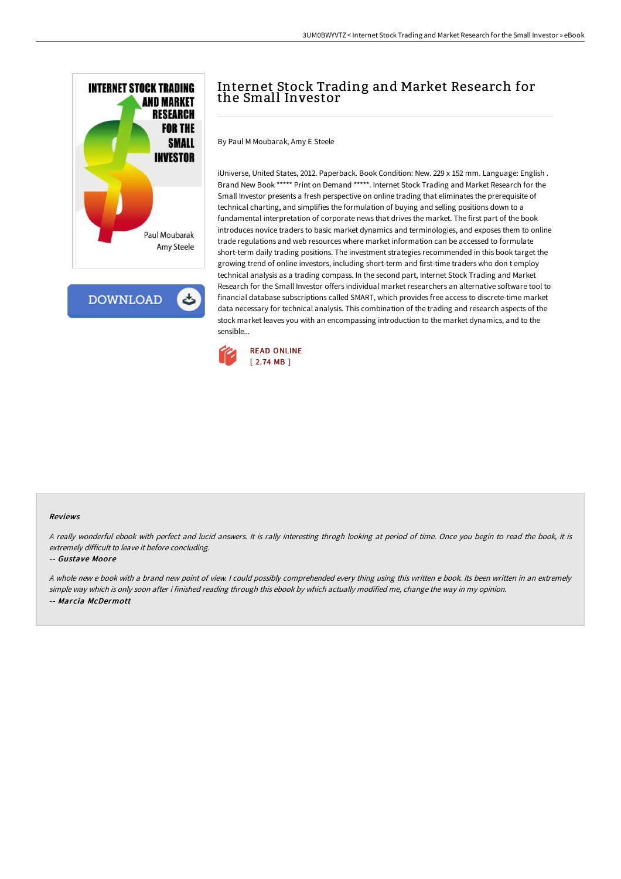# Internet Stock Trading and Market Research for the Small Investor

By Paul M Moubarak, Amy E Steele

iUniverse, United States, 2012. Paperback. Book Condition: New. 229 x 152 mm. Language: English . Brand New Book ***** Print on Demand *****. Internet Stock Trading and Market Research for the Small Investor presents a fresh perspective on online trading that eliminates the prerequisite of technical charting, and simplifies the formulation of buying and selling positions down to a fundamental interpretation of corporate news that drives the market. The first part of the book introduces novice traders to basic market dynamics and terminologies, and exposes them to online trade regulations and web resources where market information can be accessed to formulate short-term daily trading positions. The investment strategies recommended in this book target the growing trend of online investors, including short-term and first-time traders who don t employ technical analysis as a trading compass. In the second part, Internet Stock Trading and Market Research for the Small Investor offers individual market researchers an alternative software tool to financial database subscriptions called SMART, which provides free access to discrete-time market data necessary for technical analysis. This combination of the trading and research aspects of the stock market leaves you with an encompassing introduction to the market dynamics, and to the sensible...

READ ONLINE
[ 2.74 MB ]

### Reviews

*A really wonderful ebook with perfect and lucid answers. It is rally interesting throgh looking at period of time. Once you begin to read the book, it is extremely difficult to leave it before concluding.*

-- *Gustave Moore*

*A whole new e book with a brand new point of view. I could possibly comprehended every thing using this written e book. Its been written in an extremely simple way which is only soon after i finished reading through this ebook by which actually modified me, change the way in my opinion.*

-- *Marcia McDermott*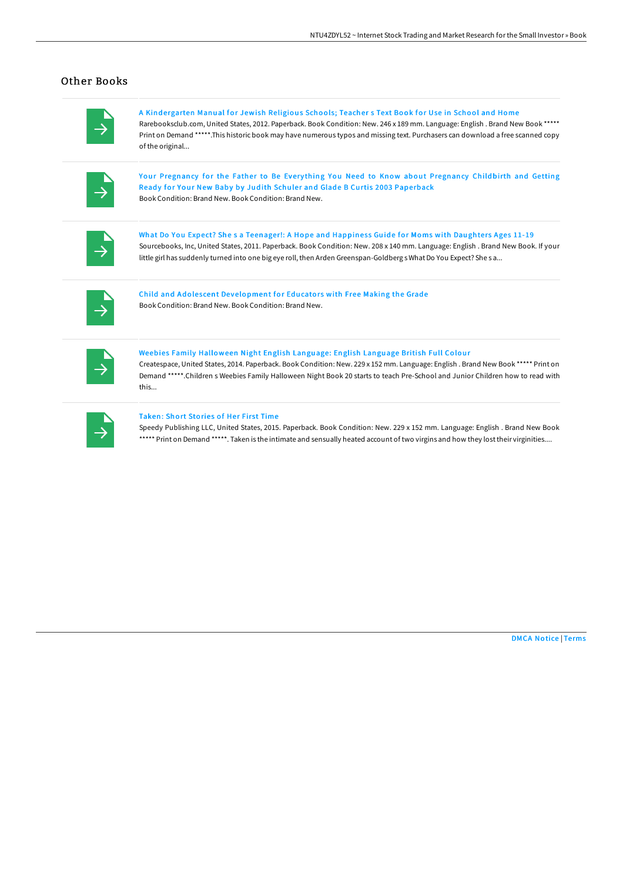## Other Books

**A Kindergarten Manual for Jewish Religious Schools; Teacher s Text Book for Use in School and Home**
Rarebooksclub.com, United States, 2012. Paperback. Book Condition: New. 246 x 189 mm. Language: English . Brand New Book ***** Print on Demand *****.This historic book may have numerous typos and missing text. Purchasers can download a free scanned copy of the original...

**Your Pregnancy for the Father to Be Everything You Need to Know about Pregnancy Childbirth and Getting Ready for Your New Baby by Judith Schuler and Glade B Curtis 2003 Paperback**
Book Condition: Brand New. Book Condition: Brand New.

**What Do You Expect? She s a Teenager!: A Hope and Happiness Guide for Moms with Daughters Ages 11-19**
Sourcebooks, Inc, United States, 2011. Paperback. Book Condition: New. 208 x 140 mm. Language: English . Brand New Book. If your little girl has suddenly turned into one big eye roll, then Arden Greenspan-Goldberg s What Do You Expect? She s a...

**Child and Adolescent Development for Educators with Free Making the Grade**
Book Condition: Brand New. Book Condition: Brand New.

**Weebies Family Halloween Night English Language: English Language British Full Colour**
Createspace, United States, 2014. Paperback. Book Condition: New. 229 x 152 mm. Language: English . Brand New Book ***** Print on Demand *****.Children s Weebies Family Halloween Night Book 20 starts to teach Pre-School and Junior Children how to read with this...

**Taken: Short Stories of Her First Time**
Speedy Publishing LLC, United States, 2015. Paperback. Book Condition: New. 229 x 152 mm. Language: English . Brand New Book ***** Print on Demand *****. Taken is the intimate and sensually heated account of two virgins and how they lost their virginities....